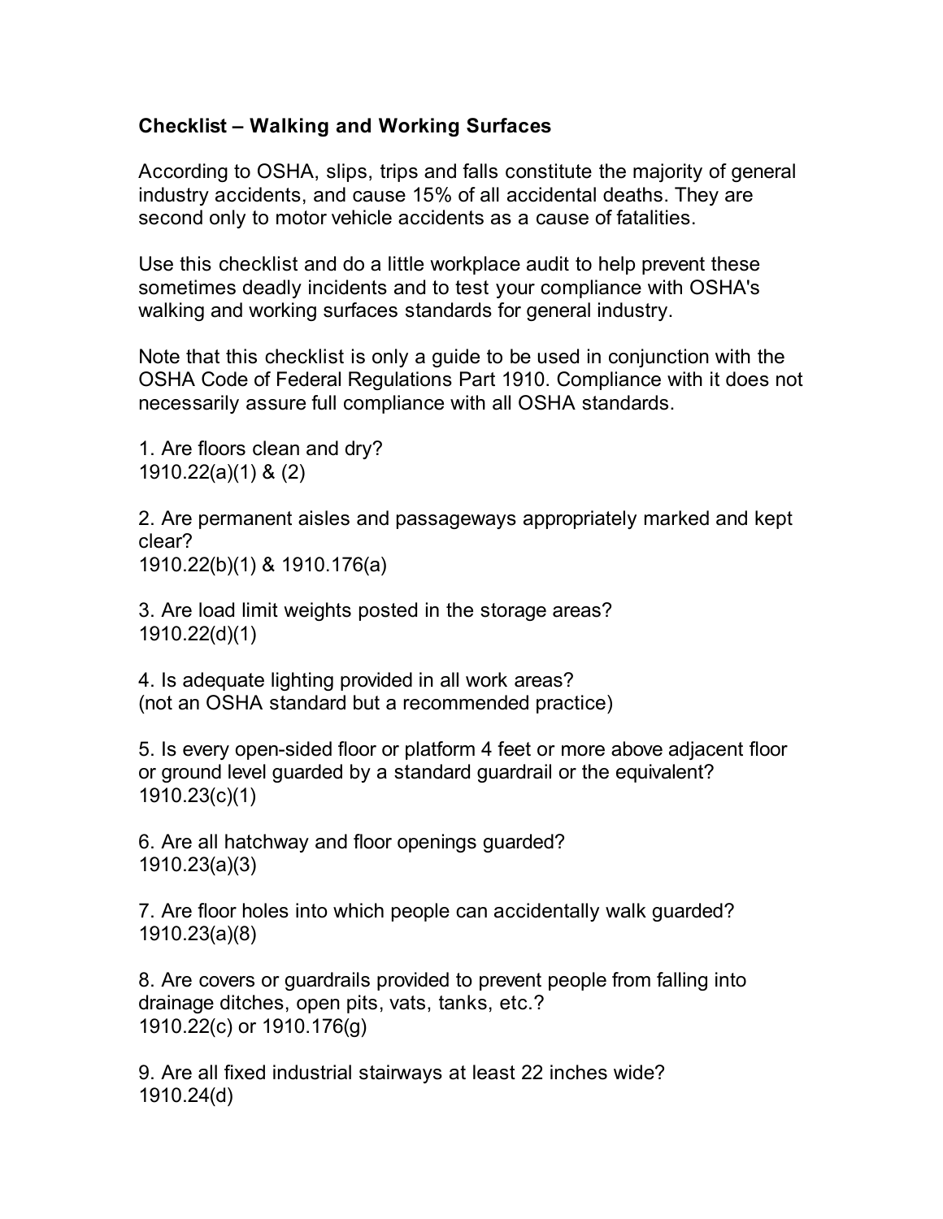**Checklist – Walking and Working Surfaces**

According to OSHA, slips, trips and falls constitute the majority of general industry accidents, and cause 15% of all accidental deaths. They are second only to motor vehicle accidents as a cause of fatalities.

Use this checklist and do a little workplace audit to help prevent these sometimes deadly incidents and to test your compliance with OSHA's walking and working surfaces standards for general industry.

Note that this checklist is only a guide to be used in conjunction with the OSHA Code of Federal Regulations Part 1910. Compliance with it does not necessarily assure full compliance with all OSHA standards.

1. Are floors clean and dry?
1910.22(a)(1) & (2)

2. Are permanent aisles and passageways appropriately marked and kept clear?
1910.22(b)(1) & 1910.176(a)

3. Are load limit weights posted in the storage areas?
1910.22(d)(1)

4. Is adequate lighting provided in all work areas?
(not an OSHA standard but a recommended practice)

5. Is every open-sided floor or platform 4 feet or more above adjacent floor or ground level guarded by a standard guardrail or the equivalent?
1910.23(c)(1)

6. Are all hatchway and floor openings guarded?
1910.23(a)(3)

7. Are floor holes into which people can accidentally walk guarded?
1910.23(a)(8)

8. Are covers or guardrails provided to prevent people from falling into drainage ditches, open pits, vats, tanks, etc.?
1910.22(c) or 1910.176(g)

9. Are all fixed industrial stairways at least 22 inches wide?
1910.24(d)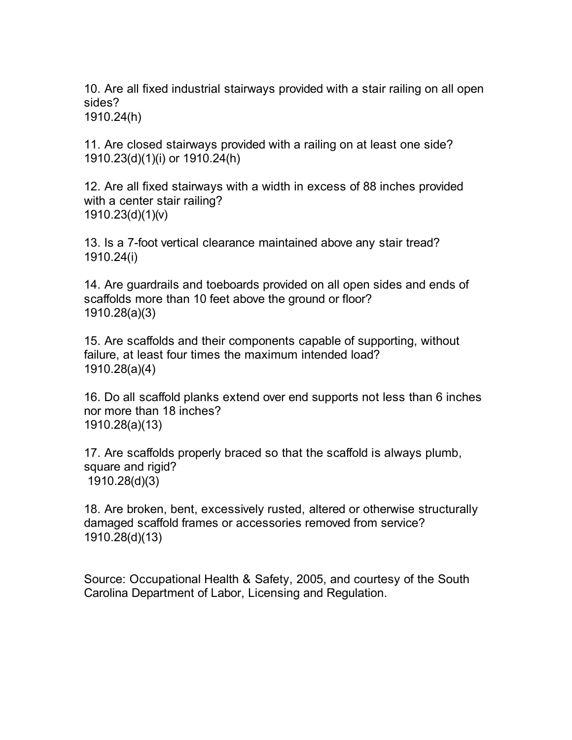10. Are all fixed industrial stairways provided with a stair railing on all open sides?
1910.24(h)

11. Are closed stairways provided with a railing on at least one side?
1910.23(d)(1)(i) or 1910.24(h)

12. Are all fixed stairways with a width in excess of 88 inches provided with a center stair railing?
1910.23(d)(1)(v)

13. Is a 7-foot vertical clearance maintained above any stair tread?
1910.24(i)

14. Are guardrails and toeboards provided on all open sides and ends of scaffolds more than 10 feet above the ground or floor?
1910.28(a)(3)

15. Are scaffolds and their components capable of supporting, without failure, at least four times the maximum intended load?
1910.28(a)(4)

16. Do all scaffold planks extend over end supports not less than 6 inches nor more than 18 inches?
1910.28(a)(13)

17. Are scaffolds properly braced so that the scaffold is always plumb, square and rigid?
1910.28(d)(3)

18. Are broken, bent, excessively rusted, altered or otherwise structurally damaged scaffold frames or accessories removed from service?
1910.28(d)(13)

Source: Occupational Health & Safety, 2005, and courtesy of the South Carolina Department of Labor, Licensing and Regulation.